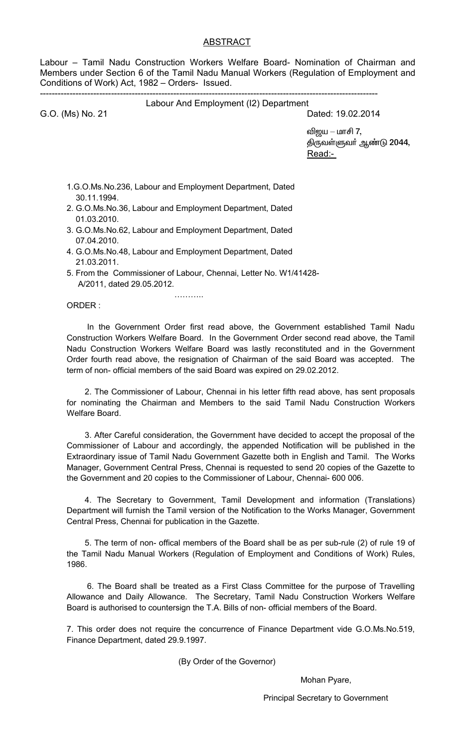## ABSTRACT

Labour – Tamil Nadu Construction Workers Welfare Board- Nomination of Chairman and Members under Section 6 of the Tamil Nadu Manual Workers (Regulation of Employment and Conditions of Work) Act, 1982 – Orders- Issued.

---

Labour And Employment (I2) Department

G.O. (Ms) No. 21 Dated: 19.02.2014

விஜய – மாசி 7,
திருவள்ளுவர் ஆண்டு 2044,
Read:-

1. G.O.Ms.No.236, Labour and Employment Department, Dated 30.11.1994.
2. G.O.Ms.No.36, Labour and Employment Department, Dated 01.03.2010.
3. G.O.Ms.No.62, Labour and Employment Department, Dated 07.04.2010.
4. G.O.Ms.No.48, Labour and Employment Department, Dated 21.03.2011.
5. From the Commissioner of Labour, Chennai, Letter No. W1/41428-A/2011, dated 29.05.2012.

………..

ORDER :

In the Government Order first read above, the Government established Tamil Nadu Construction Workers Welfare Board. In the Government Order second read above, the Tamil Nadu Construction Workers Welfare Board was lastly reconstituted and in the Government Order fourth read above, the resignation of Chairman of the said Board was accepted. The term of non- official members of the said Board was expired on 29.02.2012.

2. The Commissioner of Labour, Chennai in his letter fifth read above, has sent proposals for nominating the Chairman and Members to the said Tamil Nadu Construction Workers Welfare Board.

3. After Careful consideration, the Government have decided to accept the proposal of the Commissioner of Labour and accordingly, the appended Notification will be published in the Extraordinary issue of Tamil Nadu Government Gazette both in English and Tamil. The Works Manager, Government Central Press, Chennai is requested to send 20 copies of the Gazette to the Government and 20 copies to the Commissioner of Labour, Chennai- 600 006.

4. The Secretary to Government, Tamil Development and information (Translations) Department will furnish the Tamil version of the Notification to the Works Manager, Government Central Press, Chennai for publication in the Gazette.

5. The term of non- offical members of the Board shall be as per sub-rule (2) of rule 19 of the Tamil Nadu Manual Workers (Regulation of Employment and Conditions of Work) Rules, 1986.

6. The Board shall be treated as a First Class Committee for the purpose of Travelling Allowance and Daily Allowance. The Secretary, Tamil Nadu Construction Workers Welfare Board is authorised to countersign the T.A. Bills of non- official members of the Board.

7. This order does not require the concurrence of Finance Department vide G.O.Ms.No.519, Finance Department, dated 29.9.1997.

(By Order of the Governor)

Mohan Pyare,

Principal Secretary to Government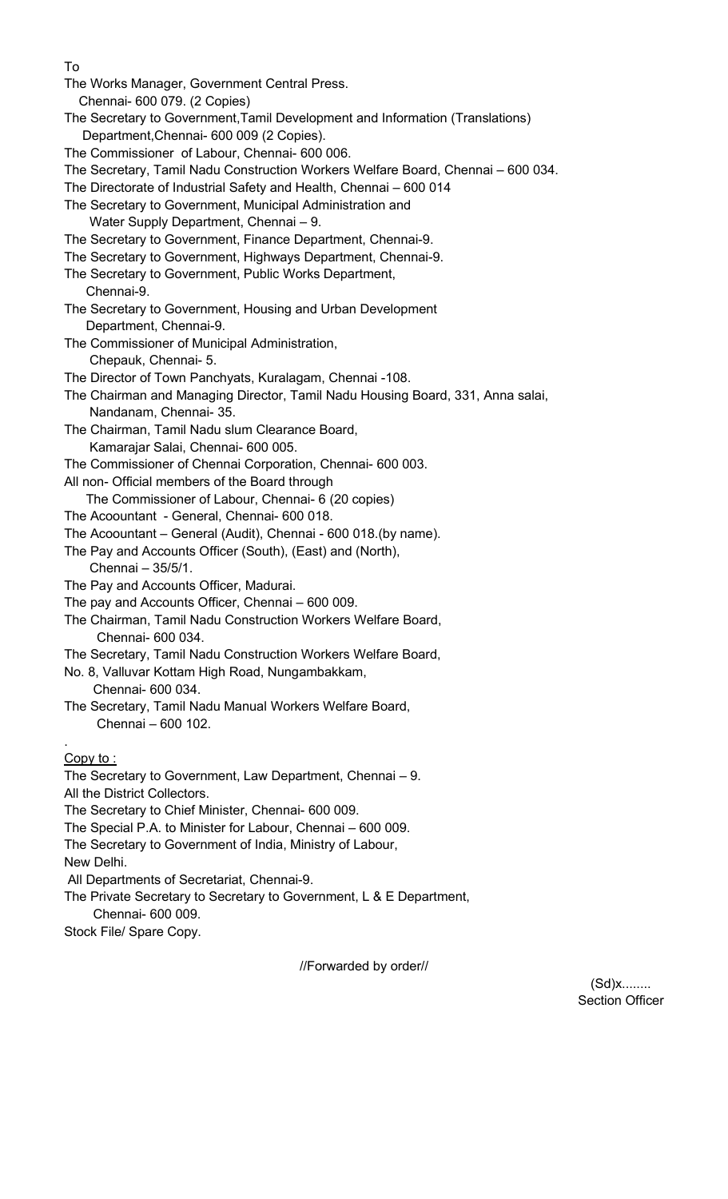To

The Works Manager, Government Central Press.
Chennai- 600 079. (2 Copies)
The Secretary to Government,Tamil Development and Information (Translations)
Department,Chennai- 600 009 (2 Copies).
The Commissioner of Labour, Chennai- 600 006.
The Secretary, Tamil Nadu Construction Workers Welfare Board, Chennai – 600 034.
The Directorate of Industrial Safety and Health, Chennai – 600 014
The Secretary to Government, Municipal Administration and
Water Supply Department, Chennai – 9.
The Secretary to Government, Finance Department, Chennai-9.
The Secretary to Government, Highways Department, Chennai-9.
The Secretary to Government, Public Works Department,
Chennai-9.
The Secretary to Government, Housing and Urban Development
Department, Chennai-9.
The Commissioner of Municipal Administration,
Chepauk, Chennai- 5.
The Director of Town Panchyats, Kuralagam, Chennai -108.
The Chairman and Managing Director, Tamil Nadu Housing Board, 331, Anna salai,
Nandanam, Chennai- 35.
The Chairman, Tamil Nadu slum Clearance Board,
Kamarajar Salai, Chennai- 600 005.
The Commissioner of Chennai Corporation, Chennai- 600 003.
All non- Official members of the Board through
The Commissioner of Labour, Chennai- 6 (20 copies)
The Acoountant - General, Chennai- 600 018.
The Acoountant – General (Audit), Chennai - 600 018.(by name).
The Pay and Accounts Officer (South), (East) and (North),
Chennai – 35/5/1.
The Pay and Accounts Officer, Madurai.
The pay and Accounts Officer, Chennai – 600 009.
The Chairman, Tamil Nadu Construction Workers Welfare Board,
Chennai- 600 034.
The Secretary, Tamil Nadu Construction Workers Welfare Board,
No. 8, Valluvar Kottam High Road, Nungambakkam,
Chennai- 600 034.
The Secretary, Tamil Nadu Manual Workers Welfare Board,
Chennai – 600 102.

Copy to :

The Secretary to Government, Law Department, Chennai – 9.
All the District Collectors.
The Secretary to Chief Minister, Chennai- 600 009.
The Special P.A. to Minister for Labour, Chennai – 600 009.
The Secretary to Government of India, Ministry of Labour,
New Delhi.
All Departments of Secretariat, Chennai-9.
The Private Secretary to Secretary to Government, L & E Department,
Chennai- 600 009.
Stock File/ Spare Copy.

//Forwarded by order//

(Sd)x........
Section Officer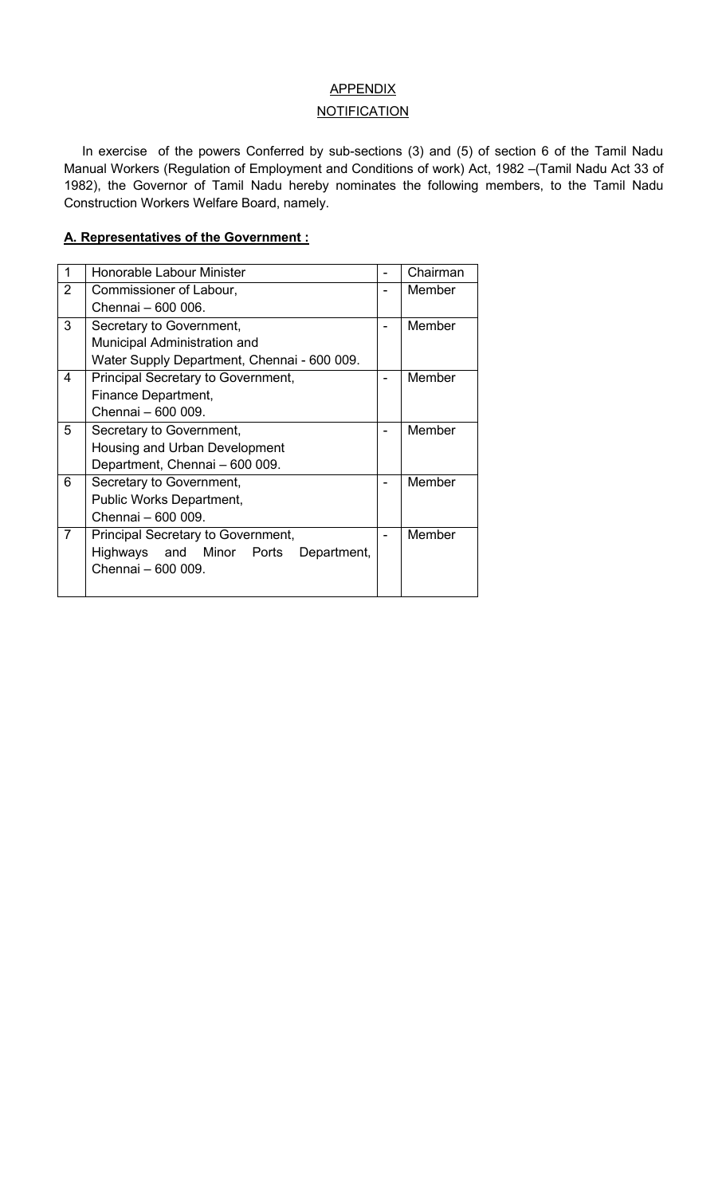<u>APPENDIX</u>

<u>NOTIFICATION</u>

In exercise of the powers Conferred by sub-sections (3) and (5) of section 6 of the Tamil Nadu Manual Workers (Regulation of Employment and Conditions of work) Act, 1982 –(Tamil Nadu Act 33 of 1982), the Governor of Tamil Nadu hereby nominates the following members, to the Tamil Nadu Construction Workers Welfare Board, namely.

**A. Representatives of the Government :**

| | | | |
|---|---|---|---|
| 1 | Honorable Labour Minister | - | Chairman |
| 2 | Commissioner of Labour, Chennai – 600 006. | - | Member |
| 3 | Secretary to Government, Municipal Administration and Water Supply Department, Chennai - 600 009. | - | Member |
| 4 | Principal Secretary to Government, Finance Department, Chennai – 600 009. | - | Member |
| 5 | Secretary to Government, Housing and Urban Development Department, Chennai – 600 009. | - | Member |
| 6 | Secretary to Government, Public Works Department, Chennai – 600 009. | - | Member |
| 7 | Principal Secretary to Government, Highways and Minor Ports Department, Chennai – 600 009. | - | Member |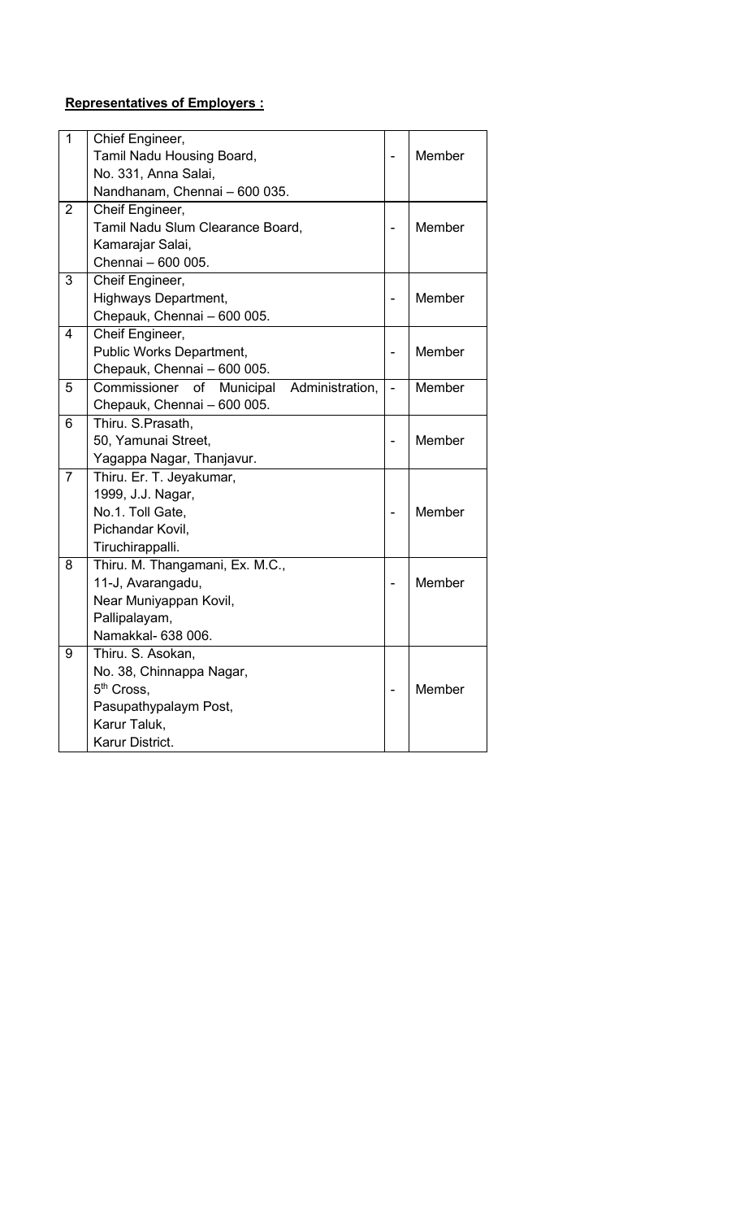**Representatives of Employers :**

| | | | |
|---|---|---|---|
| 1 | Chief Engineer,<br>Tamil Nadu Housing Board,<br>No. 331, Anna Salai,<br>Nandhanam, Chennai – 600 035. | - | Member |
| 2 | Cheif Engineer,<br>Tamil Nadu Slum Clearance Board,<br>Kamarajar Salai,<br>Chennai – 600 005. | - | Member |
| 3 | Cheif Engineer,<br>Highways Department,<br>Chepauk, Chennai – 600 005. | - | Member |
| 4 | Cheif Engineer,<br>Public Works Department,<br>Chepauk, Chennai – 600 005. | - | Member |
| 5 | Commissioner of Municipal Administration,<br>Chepauk, Chennai – 600 005. | - | Member |
| 6 | Thiru. S.Prasath,<br>50, Yamunai Street,<br>Yagappa Nagar, Thanjavur. | - | Member |
| 7 | Thiru. Er. T. Jeyakumar,<br>1999, J.J. Nagar,<br>No.1. Toll Gate,<br>Pichandar Kovil,<br>Tiruchirappalli. | - | Member |
| 8 | Thiru. M. Thangamani, Ex. M.C.,<br>11-J, Avarangadu,<br>Near Muniyappan Kovil,<br>Pallipalayam,<br>Namakkal- 638 006. | - | Member |
| 9 | Thiru. S. Asokan,<br>No. 38, Chinnappa Nagar,<br>5th Cross,<br>Pasupathypalaym Post,<br>Karur Taluk,<br>Karur District. | - | Member |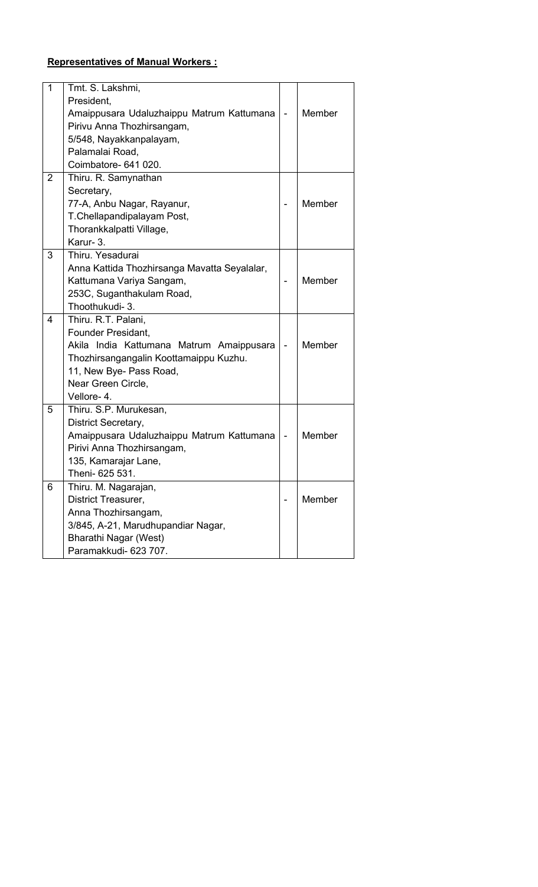**Representatives of Manual Workers :**

| | | | |
|---|---|---|---|
| 1 | Tmt. S. Lakshmi,<br>President,<br>Amaippusara Udaluzhaippu Matrum Kattumana Pirivu Anna Thozhirsangam,<br>5/548, Nayakkanpalayam,<br>Palamalai Road,<br>Coimbatore- 641 020. | - | Member |
| 2 | Thiru. R. Samynathan<br>Secretary,<br>77-A, Anbu Nagar, Rayanur,<br>T.Chellapandipalayam Post,<br>Thorankkalpatti Village,<br>Karur- 3. | - | Member |
| 3 | Thiru. Yesadurai<br>Anna Kattida Thozhirsanga Mavatta Seyalalar,<br>Kattumana Variya Sangam,<br>253C, Suganthakulam Road,<br>Thoothukudi- 3. | - | Member |
| 4 | Thiru. R.T. Palani,<br>Founder Presidant,<br>Akila India Kattumana Matrum Amaippusara Thozhirsangangalin Koottamaippu Kuzhu.<br>11, New Bye- Pass Road,<br>Near Green Circle,<br>Vellore- 4. | - | Member |
| 5 | Thiru. S.P. Murukesan,<br>District Secretary,<br>Amaippusara Udaluzhaippu Matrum Kattumana Pirivi Anna Thozhirsangam,<br>135, Kamarajar Lane,<br>Theni- 625 531. | - | Member |
| 6 | Thiru. M. Nagarajan,<br>District Treasurer,<br>Anna Thozhirsangam,<br>3/845, A-21, Marudhupandiar Nagar,<br>Bharathi Nagar (West)<br>Paramakkudi- 623 707. | - | Member |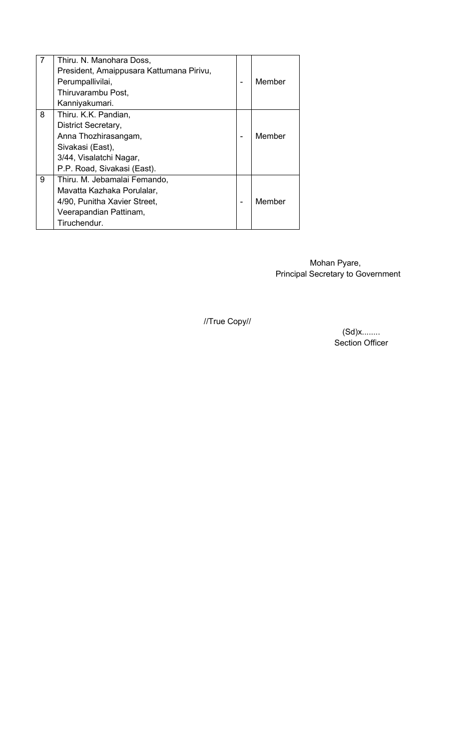| | | | |
|---|---|---|---|
| 7 | Thiru. N. Manohara Doss,<br>President, Amaippusara Kattumana Pirivu,<br>Perumpallivilai,<br>Thiruvarambu Post,<br>Kanniyakumari. | - | Member |
| 8 | Thiru. K.K. Pandian,<br>District Secretary,<br>Anna Thozhirasangam,<br>Sivakasi (East),<br>3/44, Visalatchi Nagar,<br>P.P. Road, Sivakasi (East). | - | Member |
| 9 | Thiru. M. Jebamalai Femando,<br>Mavatta Kazhaka Porulalar,<br>4/90, Punitha Xavier Street,<br>Veerapandian Pattinam,<br>Tiruchendur. | - | Member |

Mohan Pyare,
Principal Secretary to Government

//True Copy//

(Sd)x........
Section Officer